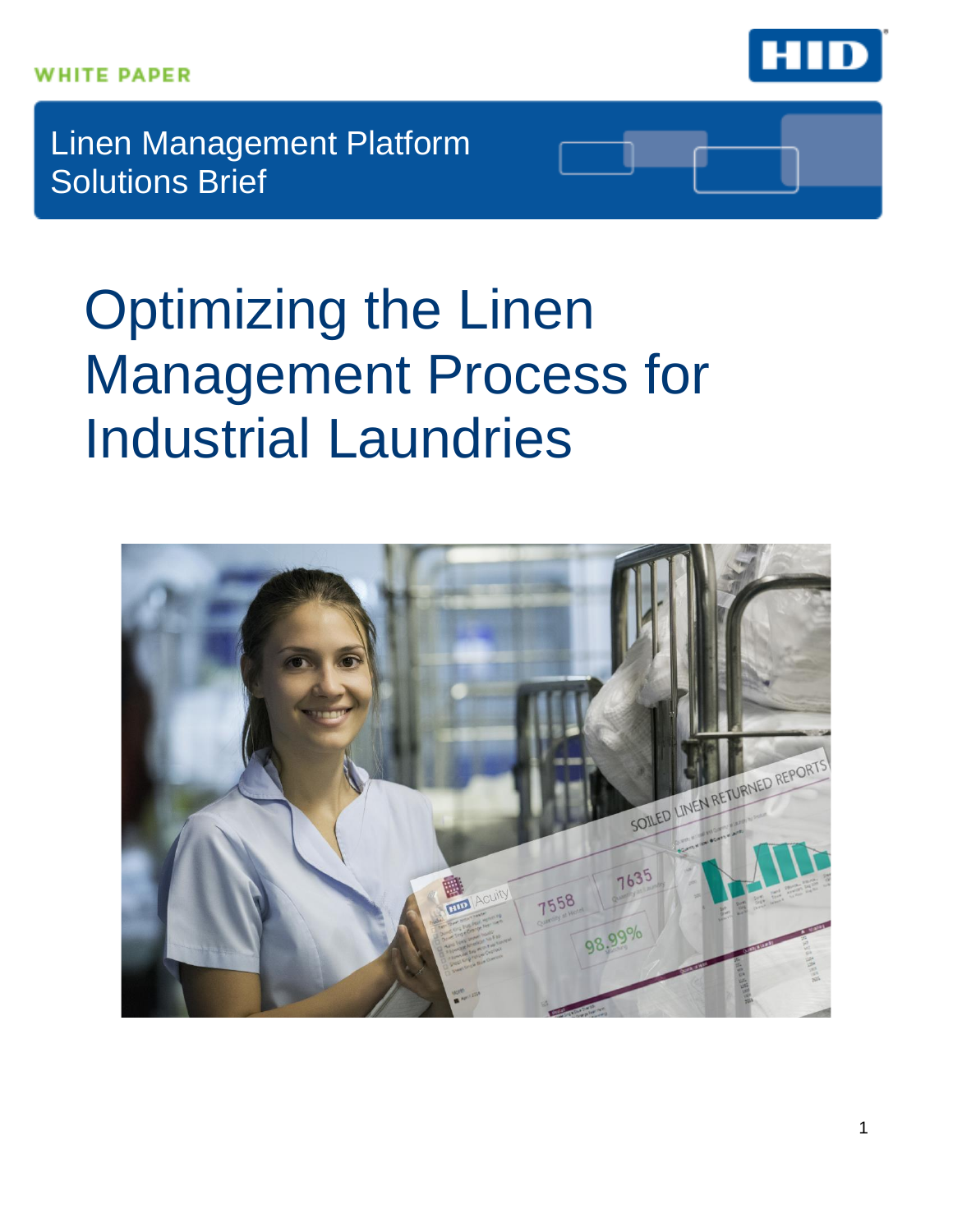WHITE PAPER

Linen Management Platform
Solutions Brief

# Optimizing the Linen Management Process for Industrial Laundries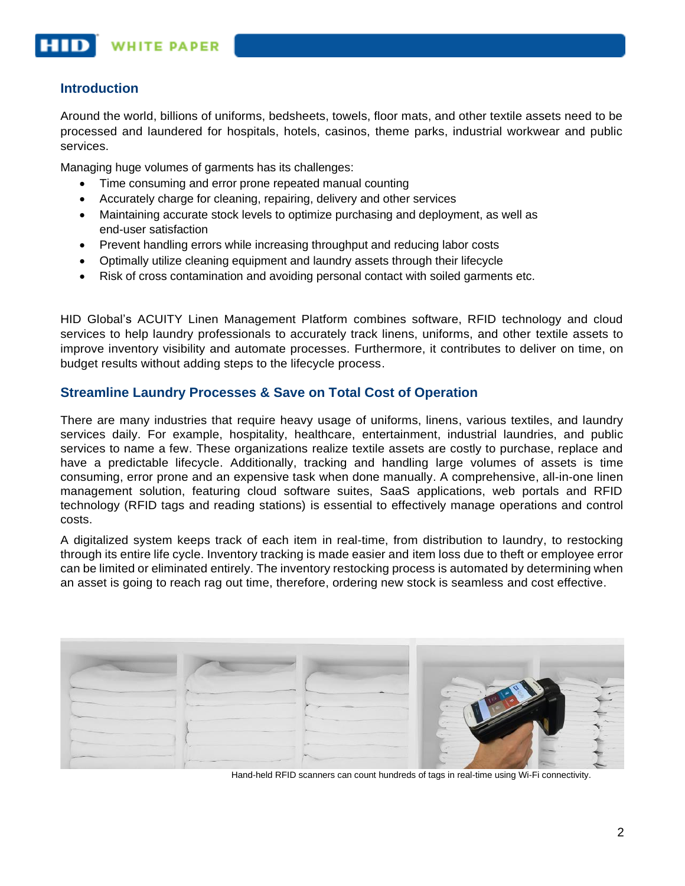## Introduction

Around the world, billions of uniforms, bedsheets, towels, floor mats, and other textile assets need to be processed and laundered for hospitals, hotels, casinos, theme parks, industrial workwear and public services.

Managing huge volumes of garments has its challenges:

- Time consuming and error prone repeated manual counting
- Accurately charge for cleaning, repairing, delivery and other services
- Maintaining accurate stock levels to optimize purchasing and deployment, as well as end-user satisfaction
- Prevent handling errors while increasing throughput and reducing labor costs
- Optimally utilize cleaning equipment and laundry assets through their lifecycle
- Risk of cross contamination and avoiding personal contact with soiled garments etc.

HID Global's ACUITY Linen Management Platform combines software, RFID technology and cloud services to help laundry professionals to accurately track linens, uniforms, and other textile assets to improve inventory visibility and automate processes. Furthermore, it contributes to deliver on time, on budget results without adding steps to the lifecycle process.

## Streamline Laundry Processes & Save on Total Cost of Operation

There are many industries that require heavy usage of uniforms, linens, various textiles, and laundry services daily. For example, hospitality, healthcare, entertainment, industrial laundries, and public services to name a few. These organizations realize textile assets are costly to purchase, replace and have a predictable lifecycle. Additionally, tracking and handling large volumes of assets is time consuming, error prone and an expensive task when done manually. A comprehensive, all-in-one linen management solution, featuring cloud software suites, SaaS applications, web portals and RFID technology (RFID tags and reading stations) is essential to effectively manage operations and control costs.

A digitalized system keeps track of each item in real-time, from distribution to laundry, to restocking through its entire life cycle. Inventory tracking is made easier and item loss due to theft or employee error can be limited or eliminated entirely. The inventory restocking process is automated by determining when an asset is going to reach rag out time, therefore, ordering new stock is seamless and cost effective.

Hand-held RFID scanners can count hundreds of tags in real-time using Wi-Fi connectivity.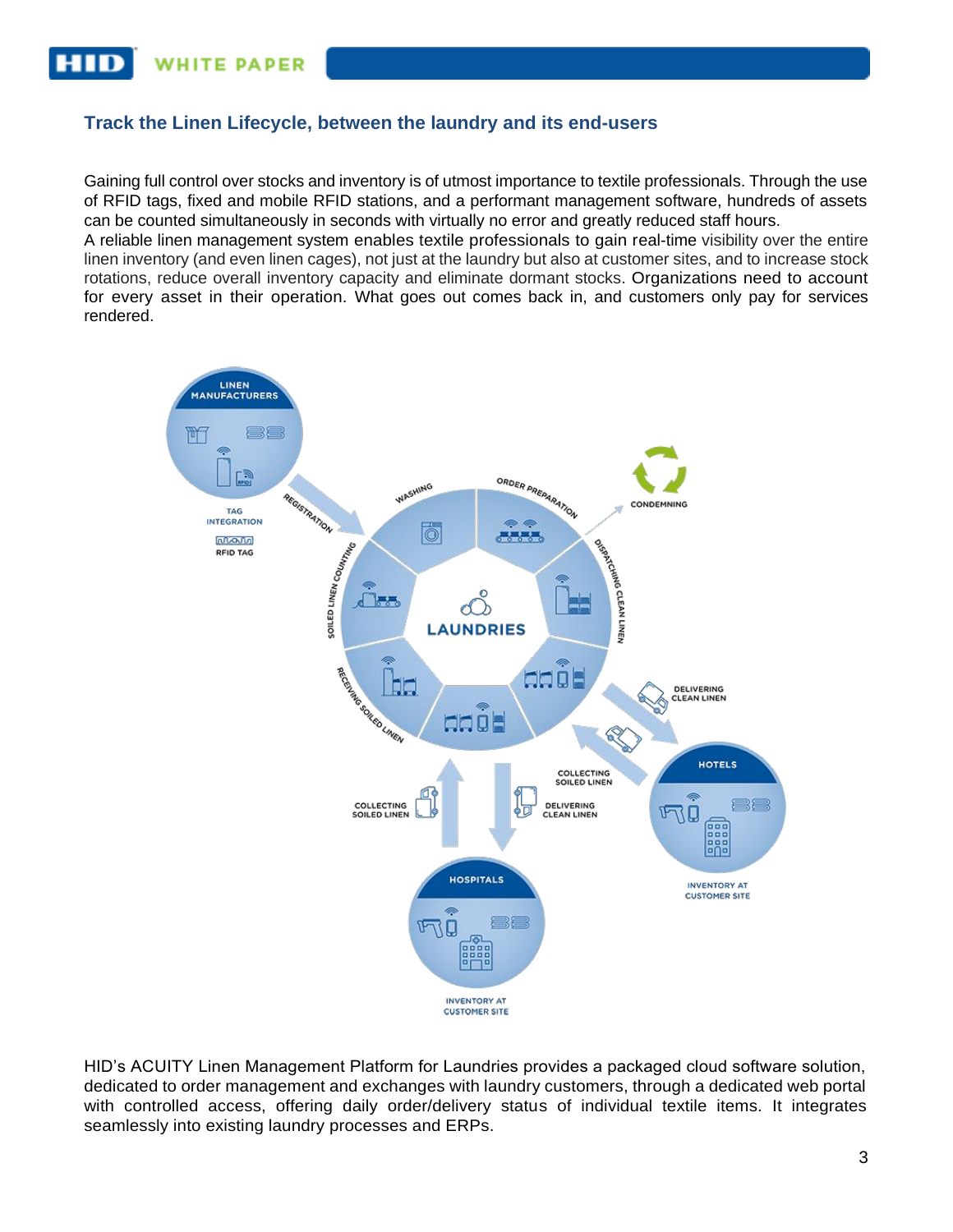## Track the Linen Lifecycle, between the laundry and its end-users

Gaining full control over stocks and inventory is of utmost importance to textile professionals. Through the use of RFID tags, fixed and mobile RFID stations, and a performant management software, hundreds of assets can be counted simultaneously in seconds with virtually no error and greatly reduced staff hours.
A reliable linen management system enables textile professionals to gain real-time visibility over the entire linen inventory (and even linen cages), not just at the laundry but also at customer sites, and to increase stock rotations, reduce overall inventory capacity and eliminate dormant stocks. Organizations need to account for every asset in their operation. What goes out comes back in, and customers only pay for services rendered.

HID's ACUITY Linen Management Platform for Laundries provides a packaged cloud software solution, dedicated to order management and exchanges with laundry customers, through a dedicated web portal with controlled access, offering daily order/delivery status of individual textile items. It integrates seamlessly into existing laundry processes and ERPs.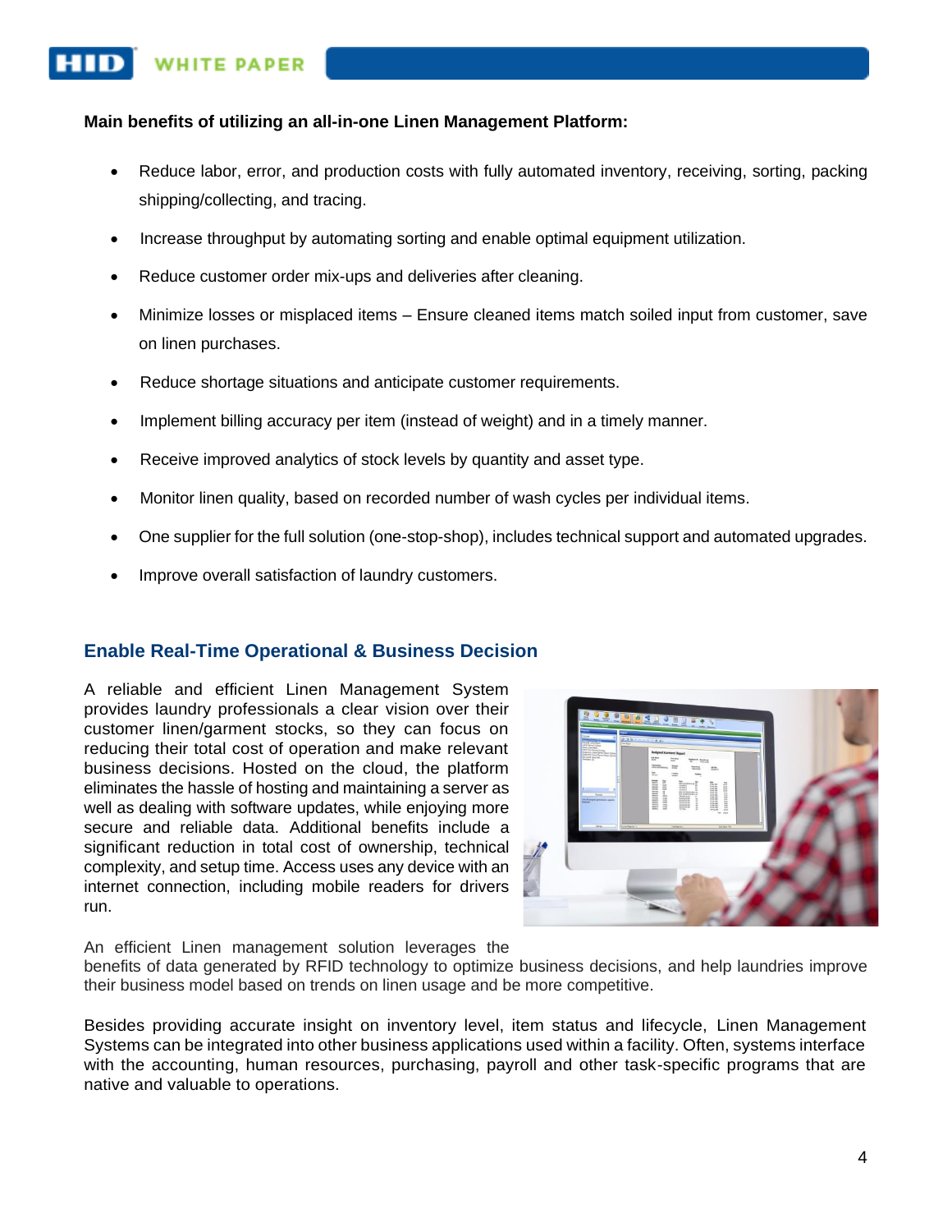**Main benefits of utilizing an all-in-one Linen Management Platform:**

- Reduce labor, error, and production costs with fully automated inventory, receiving, sorting, packing shipping/collecting, and tracing.
- Increase throughput by automating sorting and enable optimal equipment utilization.
- Reduce customer order mix-ups and deliveries after cleaning.
- Minimize losses or misplaced items – Ensure cleaned items match soiled input from customer, save on linen purchases.
- Reduce shortage situations and anticipate customer requirements.
- Implement billing accuracy per item (instead of weight) and in a timely manner.
- Receive improved analytics of stock levels by quantity and asset type.
- Monitor linen quality, based on recorded number of wash cycles per individual items.
- One supplier for the full solution (one-stop-shop), includes technical support and automated upgrades.
- Improve overall satisfaction of laundry customers.

## Enable Real-Time Operational & Business Decision

A reliable and efficient Linen Management System provides laundry professionals a clear vision over their customer linen/garment stocks, so they can focus on reducing their total cost of operation and make relevant business decisions. Hosted on the cloud, the platform eliminates the hassle of hosting and maintaining a server as well as dealing with software updates, while enjoying more secure and reliable data. Additional benefits include a significant reduction in total cost of ownership, technical complexity, and setup time. Access uses any device with an internet connection, including mobile readers for drivers run.

An efficient Linen management solution leverages the benefits of data generated by RFID technology to optimize business decisions, and help laundries improve their business model based on trends on linen usage and be more competitive.

Besides providing accurate insight on inventory level, item status and lifecycle, Linen Management Systems can be integrated into other business applications used within a facility. Often, systems interface with the accounting, human resources, purchasing, payroll and other task-specific programs that are native and valuable to operations.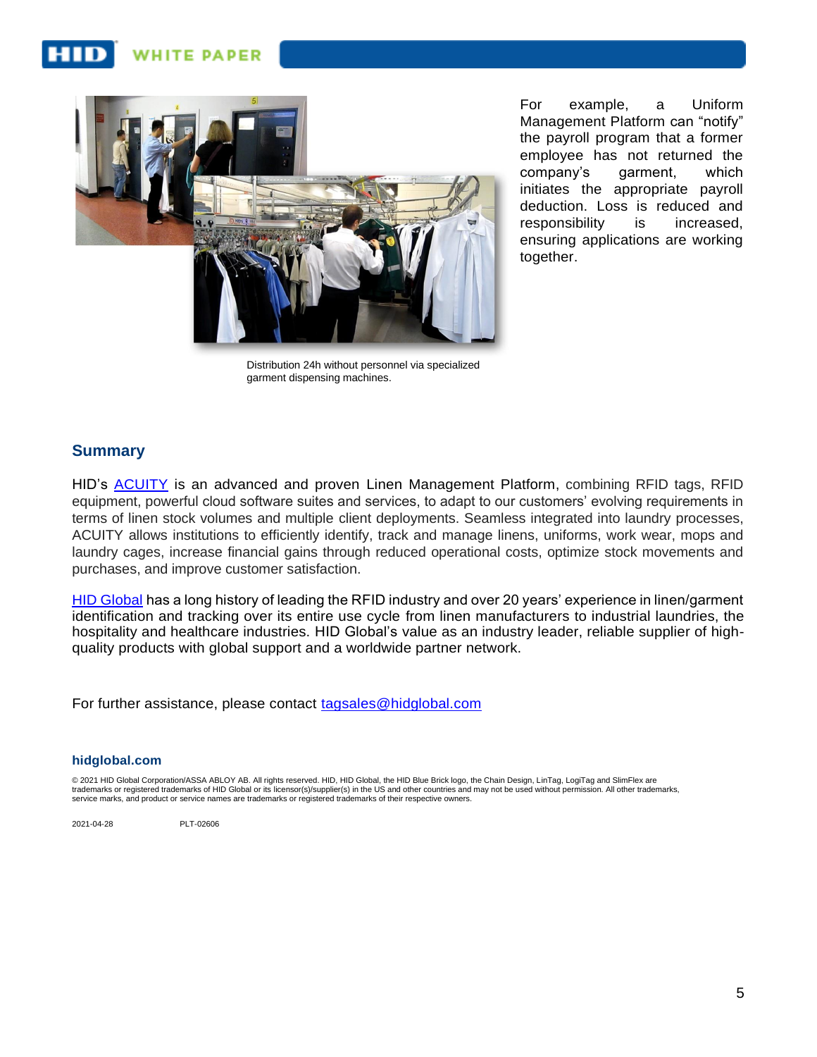For example, a Uniform Management Platform can "notify" the payroll program that a former employee has not returned the company's garment, which initiates the appropriate payroll deduction. Loss is reduced and responsibility is increased, ensuring applications are working together.

Distribution 24h without personnel via specialized garment dispensing machines.

## Summary

HID's ACUITY is an advanced and proven Linen Management Platform, combining RFID tags, RFID equipment, powerful cloud software suites and services, to adapt to our customers' evolving requirements in terms of linen stock volumes and multiple client deployments. Seamless integrated into laundry processes, ACUITY allows institutions to efficiently identify, track and manage linens, uniforms, work wear, mops and laundry cages, increase financial gains through reduced operational costs, optimize stock movements and purchases, and improve customer satisfaction.

HID Global has a long history of leading the RFID industry and over 20 years' experience in linen/garment identification and tracking over its entire use cycle from linen manufacturers to industrial laundries, the hospitality and healthcare industries. HID Global's value as an industry leader, reliable supplier of high-quality products with global support and a worldwide partner network.

For further assistance, please contact tagsales@hidglobal.com

**hidglobal.com**

© 2021 HID Global Corporation/ASSA ABLOY AB. All rights reserved. HID, HID Global, the HID Blue Brick logo, the Chain Design, LinTag, LogiTag and SlimFlex are trademarks or registered trademarks of HID Global or its licensor(s)/supplier(s) in the US and other countries and may not be used without permission. All other trademarks, service marks, and product or service names are trademarks or registered trademarks of their respective owners.

2021-04-28 PLT-02606